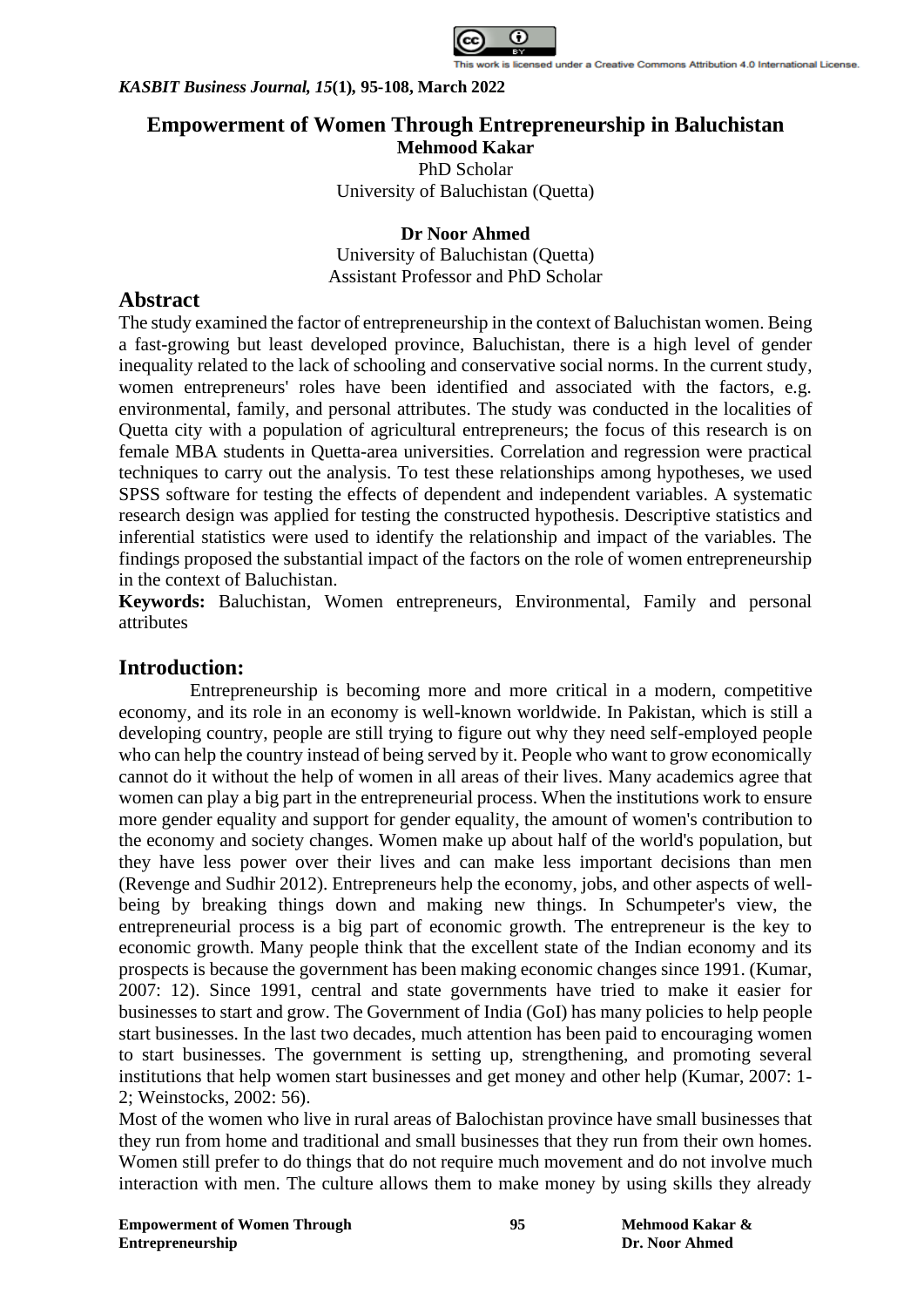# Empowerment of Women Through Entrepreneurship in Baluchistan

**Mehmood Kakar**
PhD Scholar
University of Baluchistan (Quetta)

**Dr Noor Ahmed**
University of Baluchistan (Quetta)
Assistant Professor and PhD Scholar

## Abstract

The study examined the factor of entrepreneurship in the context of Baluchistan women. Being a fast-growing but least developed province, Baluchistan, there is a high level of gender inequality related to the lack of schooling and conservative social norms. In the current study, women entrepreneurs' roles have been identified and associated with the factors, e.g. environmental, family, and personal attributes. The study was conducted in the localities of Quetta city with a population of agricultural entrepreneurs; the focus of this research is on female MBA students in Quetta-area universities. Correlation and regression were practical techniques to carry out the analysis. To test these relationships among hypotheses, we used SPSS software for testing the effects of dependent and independent variables. A systematic research design was applied for testing the constructed hypothesis. Descriptive statistics and inferential statistics were used to identify the relationship and impact of the variables. The findings proposed the substantial impact of the factors on the role of women entrepreneurship in the context of Baluchistan.

**Keywords:** Baluchistan, Women entrepreneurs, Environmental, Family and personal attributes

## Introduction:

Entrepreneurship is becoming more and more critical in a modern, competitive economy, and its role in an economy is well-known worldwide. In Pakistan, which is still a developing country, people are still trying to figure out why they need self-employed people who can help the country instead of being served by it. People who want to grow economically cannot do it without the help of women in all areas of their lives. Many academics agree that women can play a big part in the entrepreneurial process. When the institutions work to ensure more gender equality and support for gender equality, the amount of women's contribution to the economy and society changes. Women make up about half of the world's population, but they have less power over their lives and can make less important decisions than men (Revenge and Sudhir 2012). Entrepreneurs help the economy, jobs, and other aspects of well-being by breaking things down and making new things. In Schumpeter's view, the entrepreneurial process is a big part of economic growth. The entrepreneur is the key to economic growth. Many people think that the excellent state of the Indian economy and its prospects is because the government has been making economic changes since 1991. (Kumar, 2007: 12). Since 1991, central and state governments have tried to make it easier for businesses to start and grow. The Government of India (GoI) has many policies to help people start businesses. In the last two decades, much attention has been paid to encouraging women to start businesses. The government is setting up, strengthening, and promoting several institutions that help women start businesses and get money and other help (Kumar, 2007: 1-2; Weinstocks, 2002: 56).

Most of the women who live in rural areas of Balochistan province have small businesses that they run from home and traditional and small businesses that they run from their own homes. Women still prefer to do things that do not require much movement and do not involve much interaction with men. The culture allows them to make money by using skills they already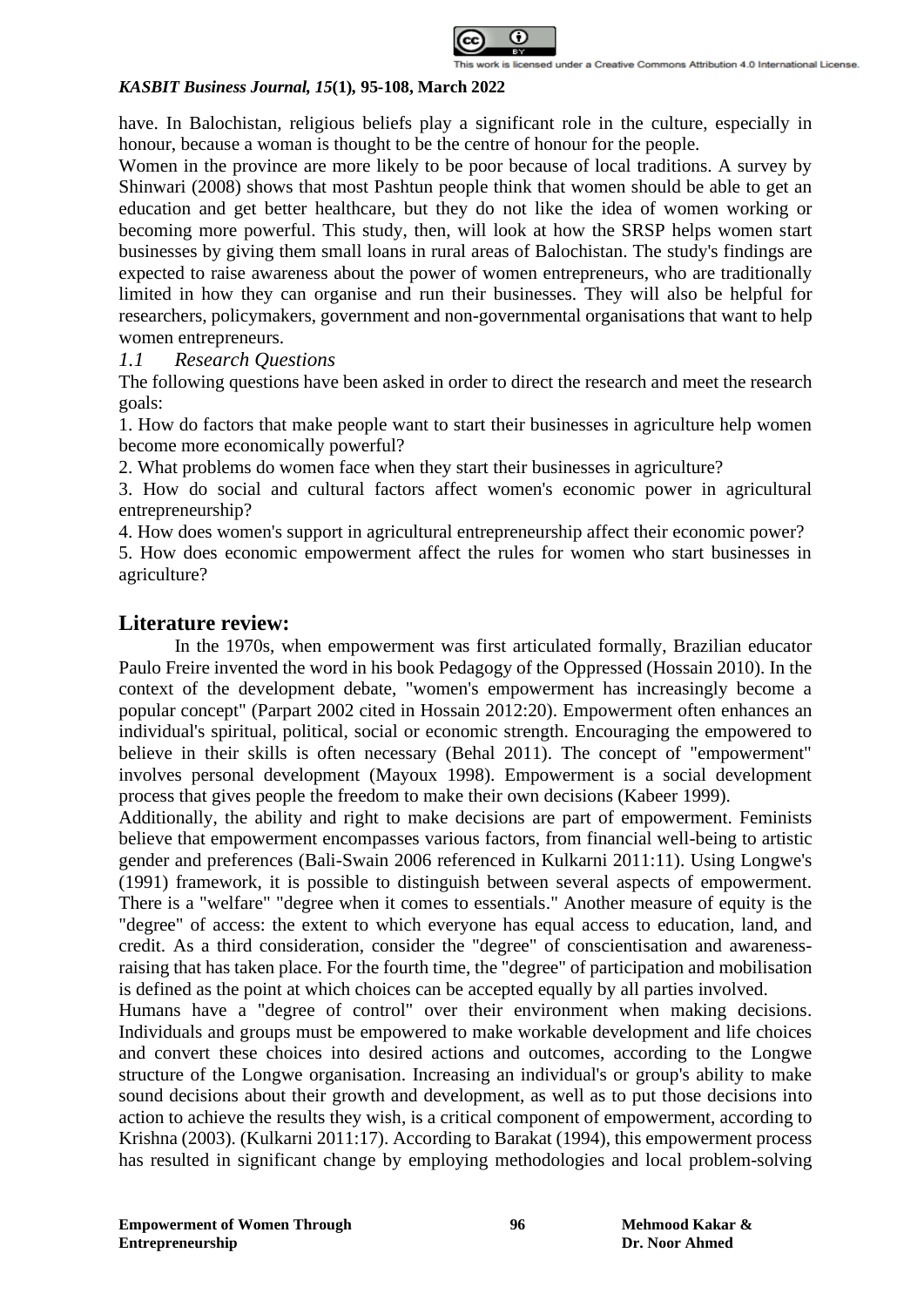have. In Balochistan, religious beliefs play a significant role in the culture, especially in honour, because a woman is thought to be the centre of honour for the people.

Women in the province are more likely to be poor because of local traditions. A survey by Shinwari (2008) shows that most Pashtun people think that women should be able to get an education and get better healthcare, but they do not like the idea of women working or becoming more powerful. This study, then, will look at how the SRSP helps women start businesses by giving them small loans in rural areas of Balochistan. The study's findings are expected to raise awareness about the power of women entrepreneurs, who are traditionally limited in how they can organise and run their businesses. They will also be helpful for researchers, policymakers, government and non-governmental organisations that want to help women entrepreneurs.

### *1.1 Research Questions*

The following questions have been asked in order to direct the research and meet the research goals:

1. How do factors that make people want to start their businesses in agriculture help women become more economically powerful?
2. What problems do women face when they start their businesses in agriculture?
3. How do social and cultural factors affect women's economic power in agricultural entrepreneurship?
4. How does women's support in agricultural entrepreneurship affect their economic power?
5. How does economic empowerment affect the rules for women who start businesses in agriculture?

## Literature review:

In the 1970s, when empowerment was first articulated formally, Brazilian educator Paulo Freire invented the word in his book Pedagogy of the Oppressed (Hossain 2010). In the context of the development debate, "women's empowerment has increasingly become a popular concept" (Parpart 2002 cited in Hossain 2012:20). Empowerment often enhances an individual's spiritual, political, social or economic strength. Encouraging the empowered to believe in their skills is often necessary (Behal 2011). The concept of "empowerment" involves personal development (Mayoux 1998). Empowerment is a social development process that gives people the freedom to make their own decisions (Kabeer 1999).

Additionally, the ability and right to make decisions are part of empowerment. Feminists believe that empowerment encompasses various factors, from financial well-being to artistic gender and preferences (Bali-Swain 2006 referenced in Kulkarni 2011:11). Using Longwe's (1991) framework, it is possible to distinguish between several aspects of empowerment. There is a "welfare" "degree when it comes to essentials." Another measure of equity is the "degree" of access: the extent to which everyone has equal access to education, land, and credit. As a third consideration, consider the "degree" of conscientisation and awareness-raising that has taken place. For the fourth time, the "degree" of participation and mobilisation is defined as the point at which choices can be accepted equally by all parties involved.

Humans have a "degree of control" over their environment when making decisions. Individuals and groups must be empowered to make workable development and life choices and convert these choices into desired actions and outcomes, according to the Longwe structure of the Longwe organisation. Increasing an individual's or group's ability to make sound decisions about their growth and development, as well as to put those decisions into action to achieve the results they wish, is a critical component of empowerment, according to Krishna (2003). (Kulkarni 2011:17). According to Barakat (1994), this empowerment process has resulted in significant change by employing methodologies and local problem-solving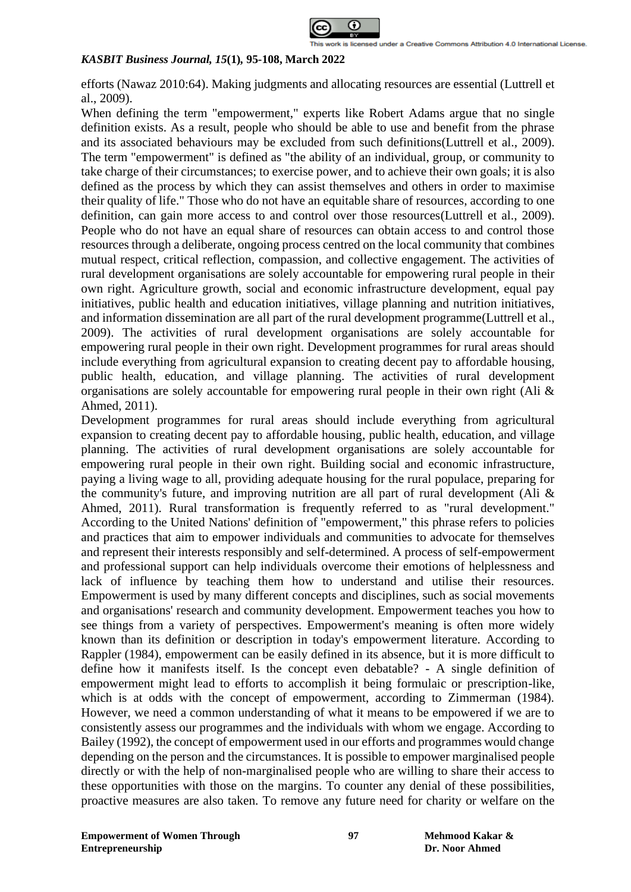efforts (Nawaz 2010:64). Making judgments and allocating resources are essential (Luttrell et al., 2009).

When defining the term "empowerment," experts like Robert Adams argue that no single definition exists. As a result, people who should be able to use and benefit from the phrase and its associated behaviours may be excluded from such definitions(Luttrell et al., 2009). The term "empowerment" is defined as "the ability of an individual, group, or community to take charge of their circumstances; to exercise power, and to achieve their own goals; it is also defined as the process by which they can assist themselves and others in order to maximise their quality of life." Those who do not have an equitable share of resources, according to one definition, can gain more access to and control over those resources(Luttrell et al., 2009). People who do not have an equal share of resources can obtain access to and control those resources through a deliberate, ongoing process centred on the local community that combines mutual respect, critical reflection, compassion, and collective engagement. The activities of rural development organisations are solely accountable for empowering rural people in their own right. Agriculture growth, social and economic infrastructure development, equal pay initiatives, public health and education initiatives, village planning and nutrition initiatives, and information dissemination are all part of the rural development programme(Luttrell et al., 2009). The activities of rural development organisations are solely accountable for empowering rural people in their own right. Development programmes for rural areas should include everything from agricultural expansion to creating decent pay to affordable housing, public health, education, and village planning. The activities of rural development organisations are solely accountable for empowering rural people in their own right (Ali & Ahmed, 2011).

Development programmes for rural areas should include everything from agricultural expansion to creating decent pay to affordable housing, public health, education, and village planning. The activities of rural development organisations are solely accountable for empowering rural people in their own right. Building social and economic infrastructure, paying a living wage to all, providing adequate housing for the rural populace, preparing for the community's future, and improving nutrition are all part of rural development (Ali & Ahmed, 2011). Rural transformation is frequently referred to as "rural development." According to the United Nations' definition of "empowerment," this phrase refers to policies and practices that aim to empower individuals and communities to advocate for themselves and represent their interests responsibly and self-determined. A process of self-empowerment and professional support can help individuals overcome their emotions of helplessness and lack of influence by teaching them how to understand and utilise their resources. Empowerment is used by many different concepts and disciplines, such as social movements and organisations' research and community development. Empowerment teaches you how to see things from a variety of perspectives. Empowerment's meaning is often more widely known than its definition or description in today's empowerment literature. According to Rappler (1984), empowerment can be easily defined in its absence, but it is more difficult to define how it manifests itself. Is the concept even debatable? - A single definition of empowerment might lead to efforts to accomplish it being formulaic or prescription-like, which is at odds with the concept of empowerment, according to Zimmerman (1984). However, we need a common understanding of what it means to be empowered if we are to consistently assess our programmes and the individuals with whom we engage. According to Bailey (1992), the concept of empowerment used in our efforts and programmes would change depending on the person and the circumstances. It is possible to empower marginalised people directly or with the help of non-marginalised people who are willing to share their access to these opportunities with those on the margins. To counter any denial of these possibilities, proactive measures are also taken. To remove any future need for charity or welfare on the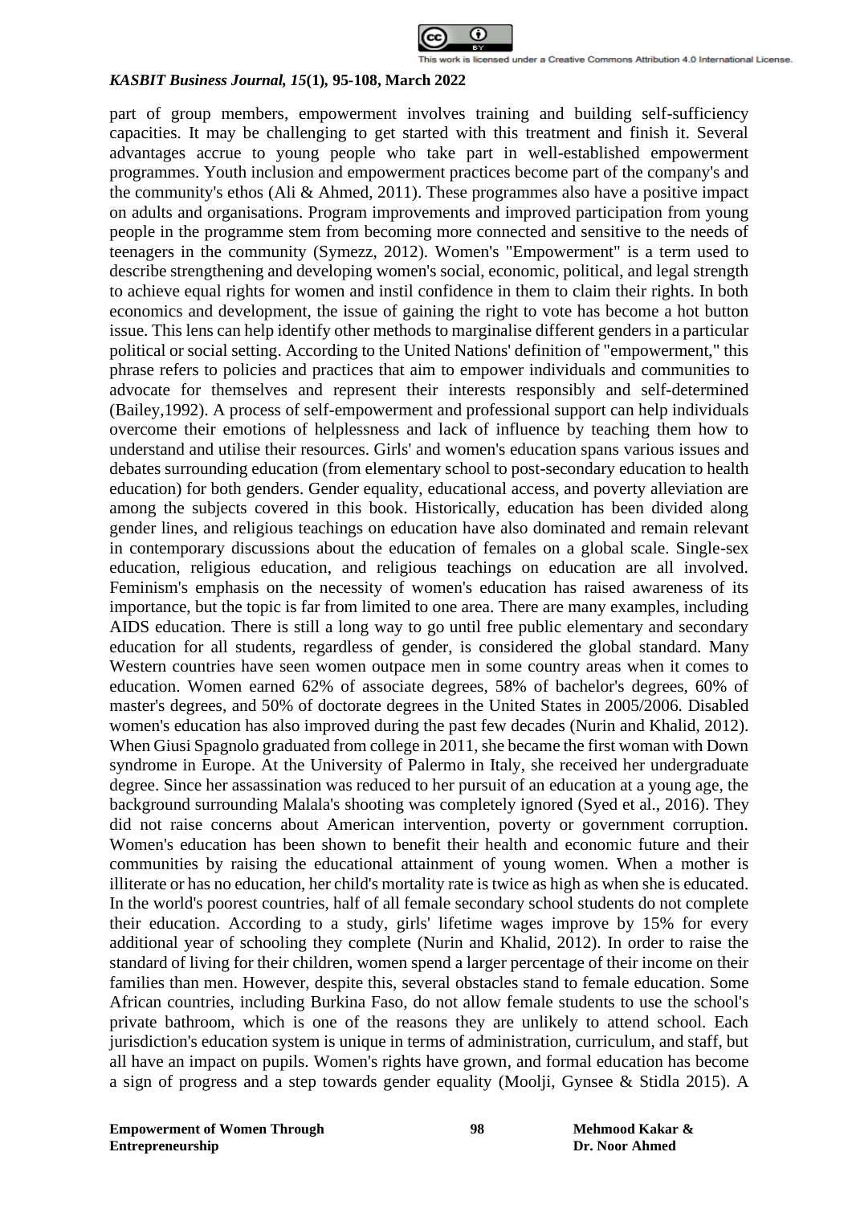part of group members, empowerment involves training and building self-sufficiency capacities. It may be challenging to get started with this treatment and finish it. Several advantages accrue to young people who take part in well-established empowerment programmes. Youth inclusion and empowerment practices become part of the company's and the community's ethos (Ali & Ahmed, 2011). These programmes also have a positive impact on adults and organisations. Program improvements and improved participation from young people in the programme stem from becoming more connected and sensitive to the needs of teenagers in the community (Symezz, 2012). Women's "Empowerment" is a term used to describe strengthening and developing women's social, economic, political, and legal strength to achieve equal rights for women and instil confidence in them to claim their rights. In both economics and development, the issue of gaining the right to vote has become a hot button issue. This lens can help identify other methods to marginalise different genders in a particular political or social setting. According to the United Nations' definition of "empowerment," this phrase refers to policies and practices that aim to empower individuals and communities to advocate for themselves and represent their interests responsibly and self-determined (Bailey,1992). A process of self-empowerment and professional support can help individuals overcome their emotions of helplessness and lack of influence by teaching them how to understand and utilise their resources. Girls' and women's education spans various issues and debates surrounding education (from elementary school to post-secondary education to health education) for both genders. Gender equality, educational access, and poverty alleviation are among the subjects covered in this book. Historically, education has been divided along gender lines, and religious teachings on education have also dominated and remain relevant in contemporary discussions about the education of females on a global scale. Single-sex education, religious education, and religious teachings on education are all involved. Feminism's emphasis on the necessity of women's education has raised awareness of its importance, but the topic is far from limited to one area. There are many examples, including AIDS education. There is still a long way to go until free public elementary and secondary education for all students, regardless of gender, is considered the global standard. Many Western countries have seen women outpace men in some country areas when it comes to education. Women earned 62% of associate degrees, 58% of bachelor's degrees, 60% of master's degrees, and 50% of doctorate degrees in the United States in 2005/2006. Disabled women's education has also improved during the past few decades (Nurin and Khalid, 2012). When Giusi Spagnolo graduated from college in 2011, she became the first woman with Down syndrome in Europe. At the University of Palermo in Italy, she received her undergraduate degree. Since her assassination was reduced to her pursuit of an education at a young age, the background surrounding Malala's shooting was completely ignored (Syed et al., 2016). They did not raise concerns about American intervention, poverty or government corruption. Women's education has been shown to benefit their health and economic future and their communities by raising the educational attainment of young women. When a mother is illiterate or has no education, her child's mortality rate is twice as high as when she is educated. In the world's poorest countries, half of all female secondary school students do not complete their education. According to a study, girls' lifetime wages improve by 15% for every additional year of schooling they complete (Nurin and Khalid, 2012). In order to raise the standard of living for their children, women spend a larger percentage of their income on their families than men. However, despite this, several obstacles stand to female education. Some African countries, including Burkina Faso, do not allow female students to use the school's private bathroom, which is one of the reasons they are unlikely to attend school. Each jurisdiction's education system is unique in terms of administration, curriculum, and staff, but all have an impact on pupils. Women's rights have grown, and formal education has become a sign of progress and a step towards gender equality (Moolji, Gynsee & Stidla 2015). A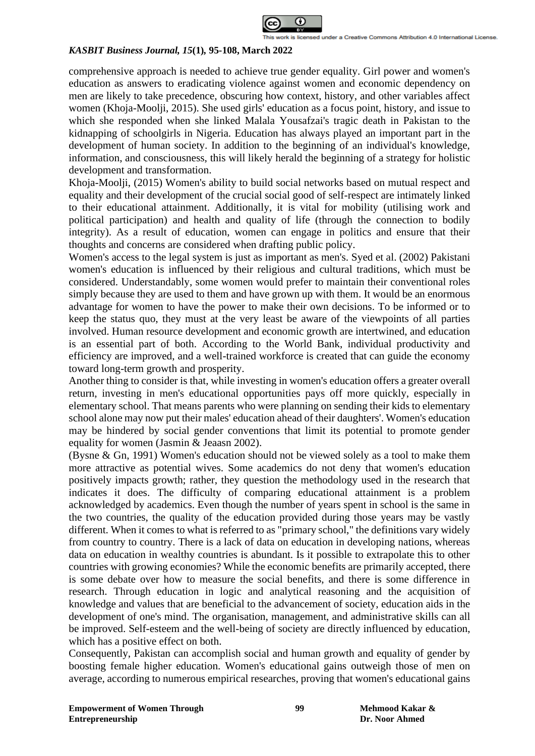comprehensive approach is needed to achieve true gender equality. Girl power and women's education as answers to eradicating violence against women and economic dependency on men are likely to take precedence, obscuring how context, history, and other variables affect women (Khoja-Moolji, 2015). She used girls' education as a focus point, history, and issue to which she responded when she linked Malala Yousafzai's tragic death in Pakistan to the kidnapping of schoolgirls in Nigeria. Education has always played an important part in the development of human society. In addition to the beginning of an individual's knowledge, information, and consciousness, this will likely herald the beginning of a strategy for holistic development and transformation.

Khoja-Moolji, (2015) Women's ability to build social networks based on mutual respect and equality and their development of the crucial social good of self-respect are intimately linked to their educational attainment. Additionally, it is vital for mobility (utilising work and political participation) and health and quality of life (through the connection to bodily integrity). As a result of education, women can engage in politics and ensure that their thoughts and concerns are considered when drafting public policy.

Women's access to the legal system is just as important as men's. Syed et al. (2002) Pakistani women's education is influenced by their religious and cultural traditions, which must be considered. Understandably, some women would prefer to maintain their conventional roles simply because they are used to them and have grown up with them. It would be an enormous advantage for women to have the power to make their own decisions. To be informed or to keep the status quo, they must at the very least be aware of the viewpoints of all parties involved. Human resource development and economic growth are intertwined, and education is an essential part of both. According to the World Bank, individual productivity and efficiency are improved, and a well-trained workforce is created that can guide the economy toward long-term growth and prosperity.

Another thing to consider is that, while investing in women's education offers a greater overall return, investing in men's educational opportunities pays off more quickly, especially in elementary school. That means parents who were planning on sending their kids to elementary school alone may now put their males' education ahead of their daughters'. Women's education may be hindered by social gender conventions that limit its potential to promote gender equality for women (Jasmin & Jeaasn 2002).

(Bysne & Gn, 1991) Women's education should not be viewed solely as a tool to make them more attractive as potential wives. Some academics do not deny that women's education positively impacts growth; rather, they question the methodology used in the research that indicates it does. The difficulty of comparing educational attainment is a problem acknowledged by academics. Even though the number of years spent in school is the same in the two countries, the quality of the education provided during those years may be vastly different. When it comes to what is referred to as "primary school," the definitions vary widely from country to country. There is a lack of data on education in developing nations, whereas data on education in wealthy countries is abundant. Is it possible to extrapolate this to other countries with growing economies? While the economic benefits are primarily accepted, there is some debate over how to measure the social benefits, and there is some difference in research. Through education in logic and analytical reasoning and the acquisition of knowledge and values that are beneficial to the advancement of society, education aids in the development of one's mind. The organisation, management, and administrative skills can all be improved. Self-esteem and the well-being of society are directly influenced by education, which has a positive effect on both.

Consequently, Pakistan can accomplish social and human growth and equality of gender by boosting female higher education. Women's educational gains outweigh those of men on average, according to numerous empirical researches, proving that women's educational gains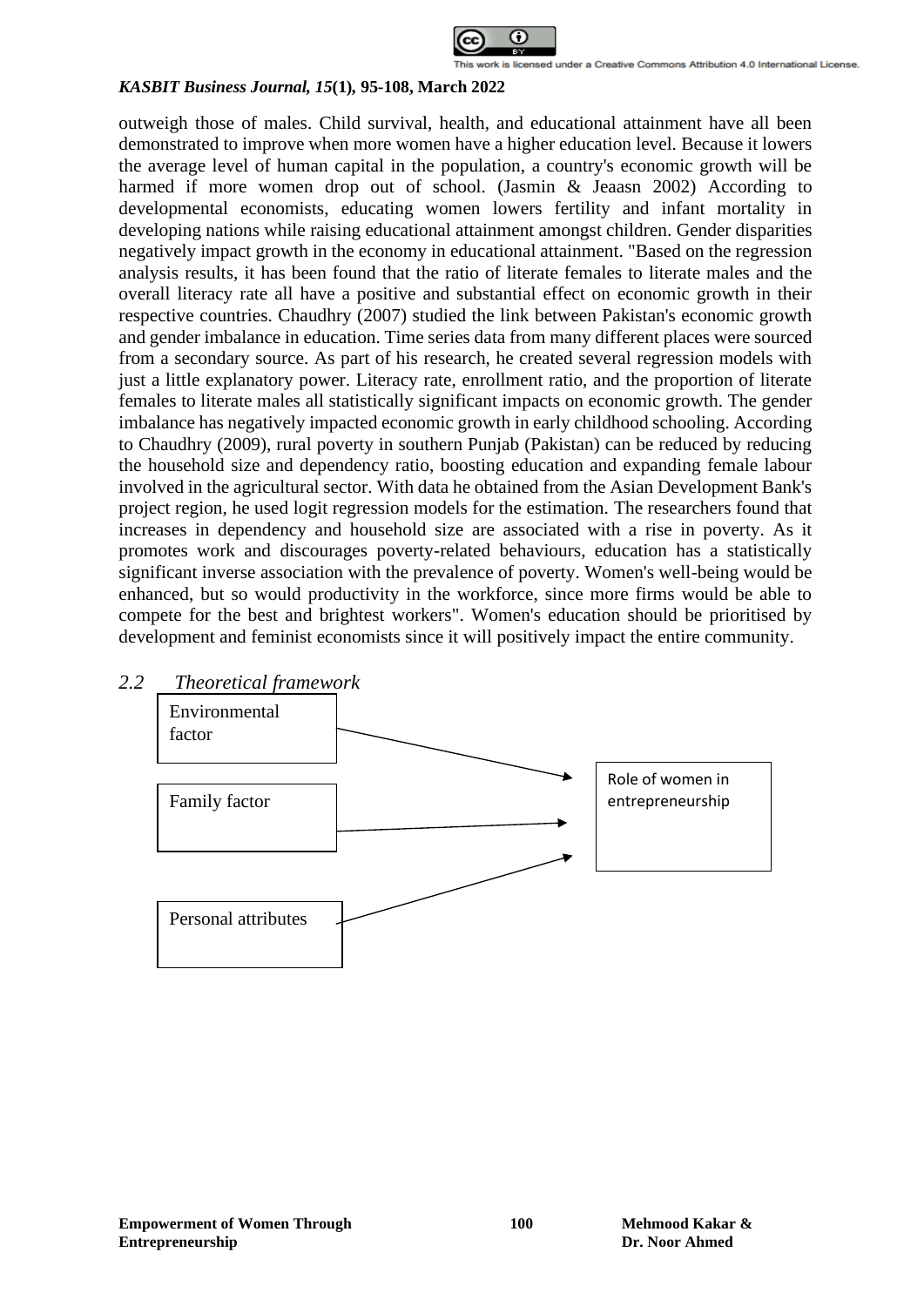outweigh those of males. Child survival, health, and educational attainment have all been demonstrated to improve when more women have a higher education level. Because it lowers the average level of human capital in the population, a country's economic growth will be harmed if more women drop out of school. (Jasmin & Jeaasn 2002) According to developmental economists, educating women lowers fertility and infant mortality in developing nations while raising educational attainment amongst children. Gender disparities negatively impact growth in the economy in educational attainment. "Based on the regression analysis results, it has been found that the ratio of literate females to literate males and the overall literacy rate all have a positive and substantial effect on economic growth in their respective countries. Chaudhry (2007) studied the link between Pakistan's economic growth and gender imbalance in education. Time series data from many different places were sourced from a secondary source. As part of his research, he created several regression models with just a little explanatory power. Literacy rate, enrollment ratio, and the proportion of literate females to literate males all statistically significant impacts on economic growth. The gender imbalance has negatively impacted economic growth in early childhood schooling. According to Chaudhry (2009), rural poverty in southern Punjab (Pakistan) can be reduced by reducing the household size and dependency ratio, boosting education and expanding female labour involved in the agricultural sector. With data he obtained from the Asian Development Bank's project region, he used logit regression models for the estimation. The researchers found that increases in dependency and household size are associated with a rise in poverty. As it promotes work and discourages poverty-related behaviours, education has a statistically significant inverse association with the prevalence of poverty. Women's well-being would be enhanced, but so would productivity in the workforce, since more firms would be able to compete for the best and brightest workers". Women's education should be prioritised by development and feminist economists since it will positively impact the entire community.

## *2.2 Theoretical framework*

Environmental factor → Role of women in entrepreneurship

Family factor → Role of women in entrepreneurship

Personal attributes → Role of women in entrepreneurship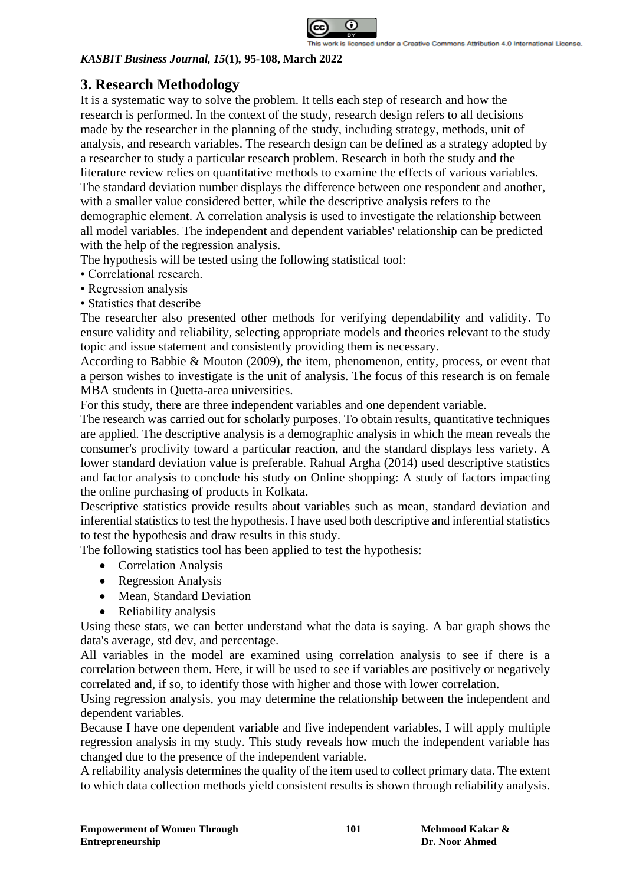## 3. Research Methodology

It is a systematic way to solve the problem. It tells each step of research and how the research is performed. In the context of the study, research design refers to all decisions made by the researcher in the planning of the study, including strategy, methods, unit of analysis, and research variables. The research design can be defined as a strategy adopted by a researcher to study a particular research problem. Research in both the study and the literature review relies on quantitative methods to examine the effects of various variables. The standard deviation number displays the difference between one respondent and another, with a smaller value considered better, while the descriptive analysis refers to the demographic element. A correlation analysis is used to investigate the relationship between all model variables. The independent and dependent variables' relationship can be predicted with the help of the regression analysis.

The hypothesis will be tested using the following statistical tool:

• Correlational research.
• Regression analysis
• Statistics that describe

The researcher also presented other methods for verifying dependability and validity. To ensure validity and reliability, selecting appropriate models and theories relevant to the study topic and issue statement and consistently providing them is necessary.

According to Babbie & Mouton (2009), the item, phenomenon, entity, process, or event that a person wishes to investigate is the unit of analysis. The focus of this research is on female MBA students in Quetta-area universities.

For this study, there are three independent variables and one dependent variable.

The research was carried out for scholarly purposes. To obtain results, quantitative techniques are applied. The descriptive analysis is a demographic analysis in which the mean reveals the consumer's proclivity toward a particular reaction, and the standard displays less variety. A lower standard deviation value is preferable. Rahual Argha (2014) used descriptive statistics and factor analysis to conclude his study on Online shopping: A study of factors impacting the online purchasing of products in Kolkata.

Descriptive statistics provide results about variables such as mean, standard deviation and inferential statistics to test the hypothesis. I have used both descriptive and inferential statistics to test the hypothesis and draw results in this study.

The following statistics tool has been applied to test the hypothesis:

- Correlation Analysis
- Regression Analysis
- Mean, Standard Deviation
- Reliability analysis

Using these stats, we can better understand what the data is saying. A bar graph shows the data's average, std dev, and percentage.

All variables in the model are examined using correlation analysis to see if there is a correlation between them. Here, it will be used to see if variables are positively or negatively correlated and, if so, to identify those with higher and those with lower correlation.

Using regression analysis, you may determine the relationship between the independent and dependent variables.

Because I have one dependent variable and five independent variables, I will apply multiple regression analysis in my study. This study reveals how much the independent variable has changed due to the presence of the independent variable.

A reliability analysis determines the quality of the item used to collect primary data. The extent to which data collection methods yield consistent results is shown through reliability analysis.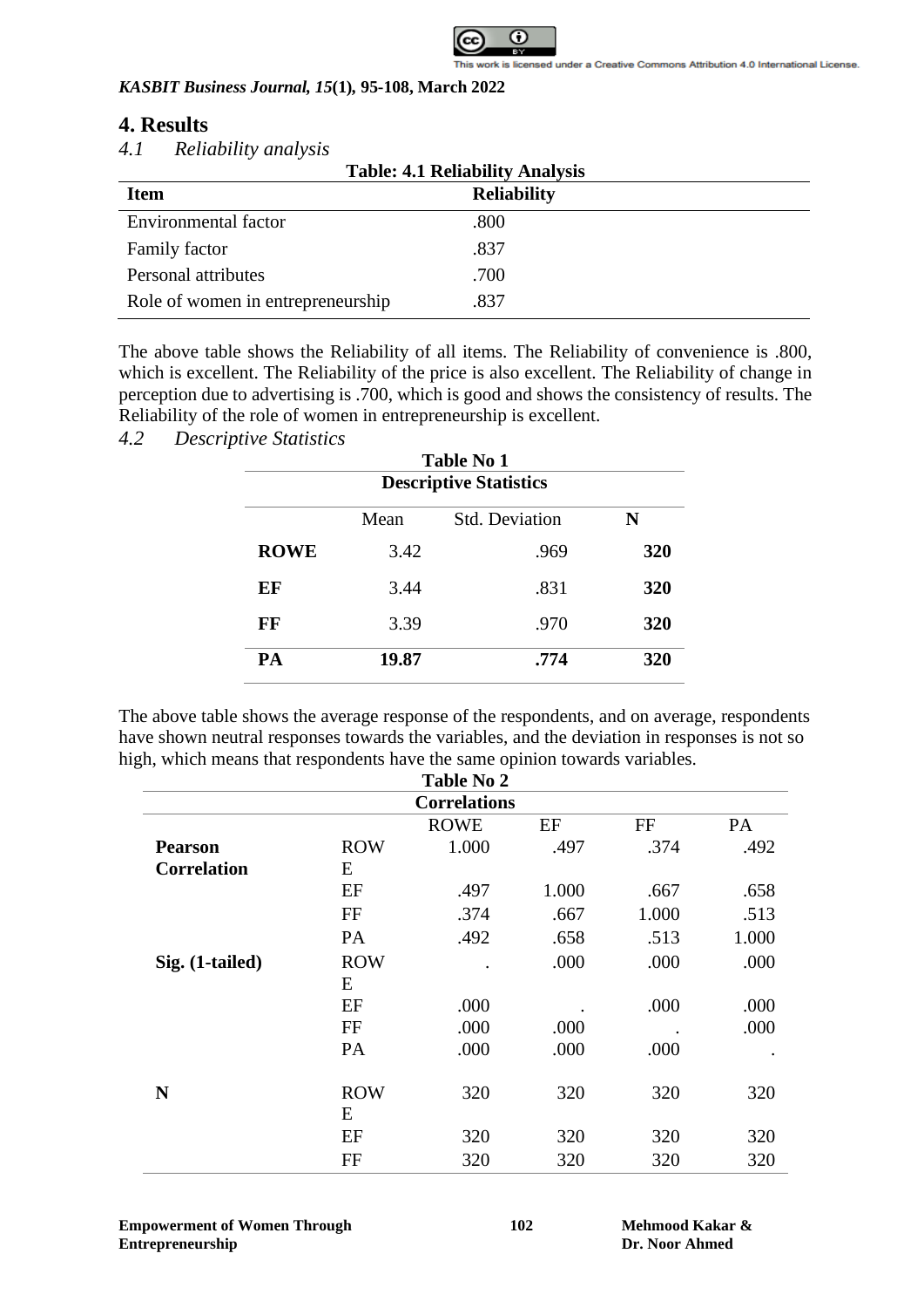# 4. Results

## *4.1 Reliability analysis*

**Table: 4.1 Reliability Analysis**

| Item | Reliability |
|---|---|
| Environmental factor | .800 |
| Family factor | .837 |
| Personal attributes | .700 |
| Role of women in entrepreneurship | .837 |

The above table shows the Reliability of all items. The Reliability of convenience is .800, which is excellent. The Reliability of the price is also excellent. The Reliability of change in perception due to advertising is .700, which is good and shows the consistency of results. The Reliability of the role of women in entrepreneurship is excellent.

## *4.2 Descriptive Statistics*

**Table No 1**

**Descriptive Statistics**

| | Mean | Std. Deviation | N |
|---|---|---|---|
| **ROWE** | 3.42 | .969 | **320** |
| **EF** | 3.44 | .831 | **320** |
| **FF** | 3.39 | .970 | **320** |
| **PA** | **19.87** | **.774** | **320** |

The above table shows the average response of the respondents, and on average, respondents have shown neutral responses towards the variables, and the deviation in responses is not so high, which means that respondents have the same opinion towards variables.

**Table No 2**

**Correlations**

| | | ROWE | EF | FF | PA |
|---|---|---|---|---|---|
| **Pearson Correlation** | ROWE | 1.000 | .497 | .374 | .492 |
| | EF | .497 | 1.000 | .667 | .658 |
| | FF | .374 | .667 | 1.000 | .513 |
| | PA | .492 | .658 | .513 | 1.000 |
| **Sig. (1-tailed)** | ROWE | . | .000 | .000 | .000 |
| | EF | .000 | . | .000 | .000 |
| | FF | .000 | .000 | . | .000 |
| | PA | .000 | .000 | .000 | . |
| **N** | ROWE | 320 | 320 | 320 | 320 |
| | EF | 320 | 320 | 320 | 320 |
| | FF | 320 | 320 | 320 | 320 |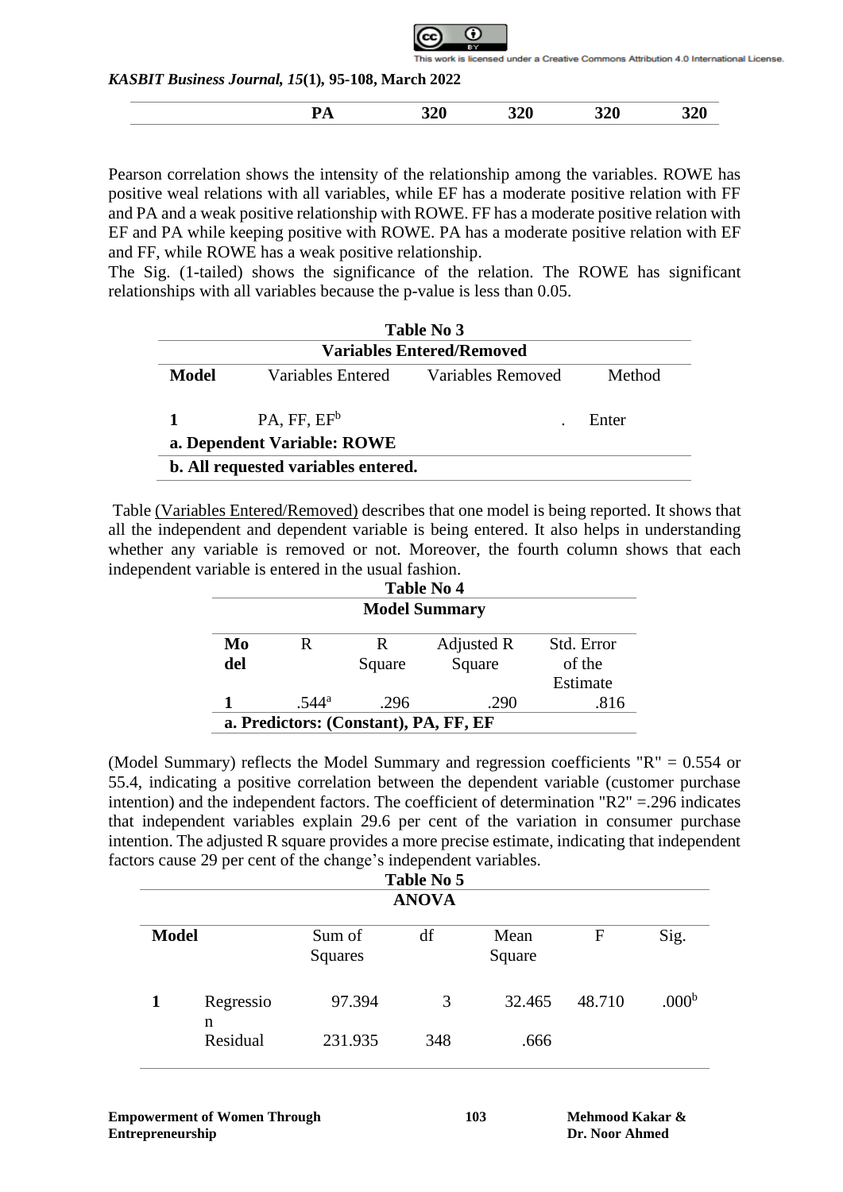| | PA | 320 | 320 | 320 | 320 |
|---|---|---|---|---|---|

Pearson correlation shows the intensity of the relationship among the variables. ROWE has positive weal relations with all variables, while EF has a moderate positive relation with FF and PA and a weak positive relationship with ROWE. FF has a moderate positive relation with EF and PA while keeping positive with ROWE. PA has a moderate positive relation with EF and FF, while ROWE has a weak positive relationship.

The Sig. (1-tailed) shows the significance of the relation. The ROWE has significant relationships with all variables because the p-value is less than 0.05.

**Table No 3**

**Variables Entered/Removed**

| Model | Variables Entered | Variables Removed | Method |
|---|---|---|---|
| **1** | PA, FF, EF[b] | . | Enter |

**a. Dependent Variable: ROWE**

**b. All requested variables entered.**

Table (Variables Entered/Removed) describes that one model is being reported. It shows that all the independent and dependent variable is being entered. It also helps in understanding whether any variable is removed or not. Moreover, the fourth column shows that each independent variable is entered in the usual fashion.

**Table No 4**

**Model Summary**

| Model | R | R Square | Adjusted R Square | Std. Error of the Estimate |
|---|---|---|---|---|
| **1** | .544[a] | .296 | .290 | .816 |

**a. Predictors: (Constant), PA, FF, EF**

(Model Summary) reflects the Model Summary and regression coefficients "R" = 0.554 or 55.4, indicating a positive correlation between the dependent variable (customer purchase intention) and the independent factors. The coefficient of determination "R2" =.296 indicates that independent variables explain 29.6 per cent of the variation in consumer purchase intention. The adjusted R square provides a more precise estimate, indicating that independent factors cause 29 per cent of the change's independent variables.

**Table No 5**

**ANOVA**

| Model | | Sum of Squares | df | Mean Square | F | Sig. |
|---|---|---|---|---|---|---|
| **1** | Regression | 97.394 | 3 | 32.465 | 48.710 | .000[b] |
| | Residual | 231.935 | 348 | .666 | | |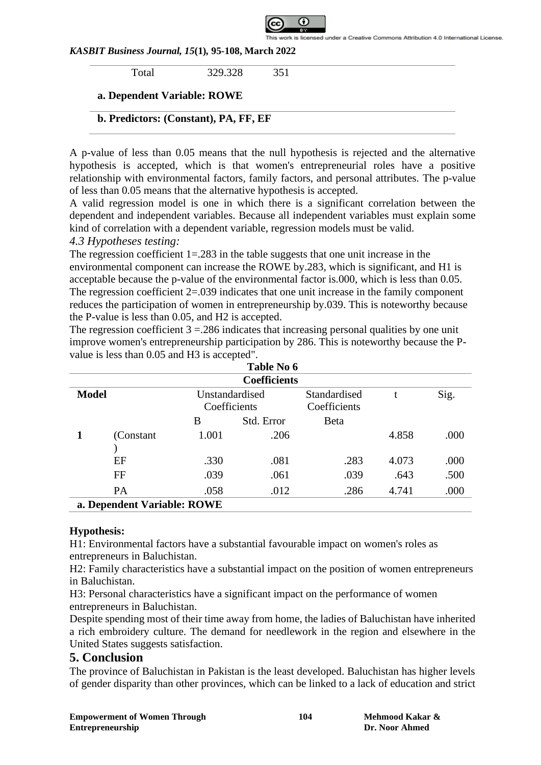| | | |
|---|---|---|
| Total | 329.328 | 351 |

**a. Dependent Variable: ROWE**

**b. Predictors: (Constant), PA, FF, EF**

A p-value of less than 0.05 means that the null hypothesis is rejected and the alternative hypothesis is accepted, which is that women's entrepreneurial roles have a positive relationship with environmental factors, family factors, and personal attributes. The p-value of less than 0.05 means that the alternative hypothesis is accepted.

A valid regression model is one in which there is a significant correlation between the dependent and independent variables. Because all independent variables must explain some kind of correlation with a dependent variable, regression models must be valid.

### *4.3 Hypotheses testing:*

The regression coefficient 1=.283 in the table suggests that one unit increase in the environmental component can increase the ROWE by.283, which is significant, and H1 is acceptable because the p-value of the environmental factor is.000, which is less than 0.05. The regression coefficient 2=.039 indicates that one unit increase in the family component reduces the participation of women in entrepreneurship by.039. This is noteworthy because the P-value is less than 0.05, and H2 is accepted.

The regression coefficient 3 =.286 indicates that increasing personal qualities by one unit improve women's entrepreneurship participation by 286. This is noteworthy because the P-value is less than 0.05 and H3 is accepted".

**Table No 6**

**Coefficients**

| **Model** | | Unstandardised Coefficients | | Standardised Coefficients | t | Sig. |
|---|---|---|---|---|---|---|
| | | B | Std. Error | Beta | | |
| **1** | (Constant) | 1.001 | .206 | | 4.858 | .000 |
| | EF | .330 | .081 | .283 | 4.073 | .000 |
| | FF | .039 | .061 | .039 | .643 | .500 |
| | PA | .058 | .012 | .286 | 4.741 | .000 |

**a. Dependent Variable: ROWE**

**Hypothesis:**

H1: Environmental factors have a substantial favourable impact on women's roles as entrepreneurs in Baluchistan.

H2: Family characteristics have a substantial impact on the position of women entrepreneurs in Baluchistan.

H3: Personal characteristics have a significant impact on the performance of women entrepreneurs in Baluchistan.

Despite spending most of their time away from home, the ladies of Baluchistan have inherited a rich embroidery culture. The demand for needlework in the region and elsewhere in the United States suggests satisfaction.

## 5. Conclusion

The province of Baluchistan in Pakistan is the least developed. Baluchistan has higher levels of gender disparity than other provinces, which can be linked to a lack of education and strict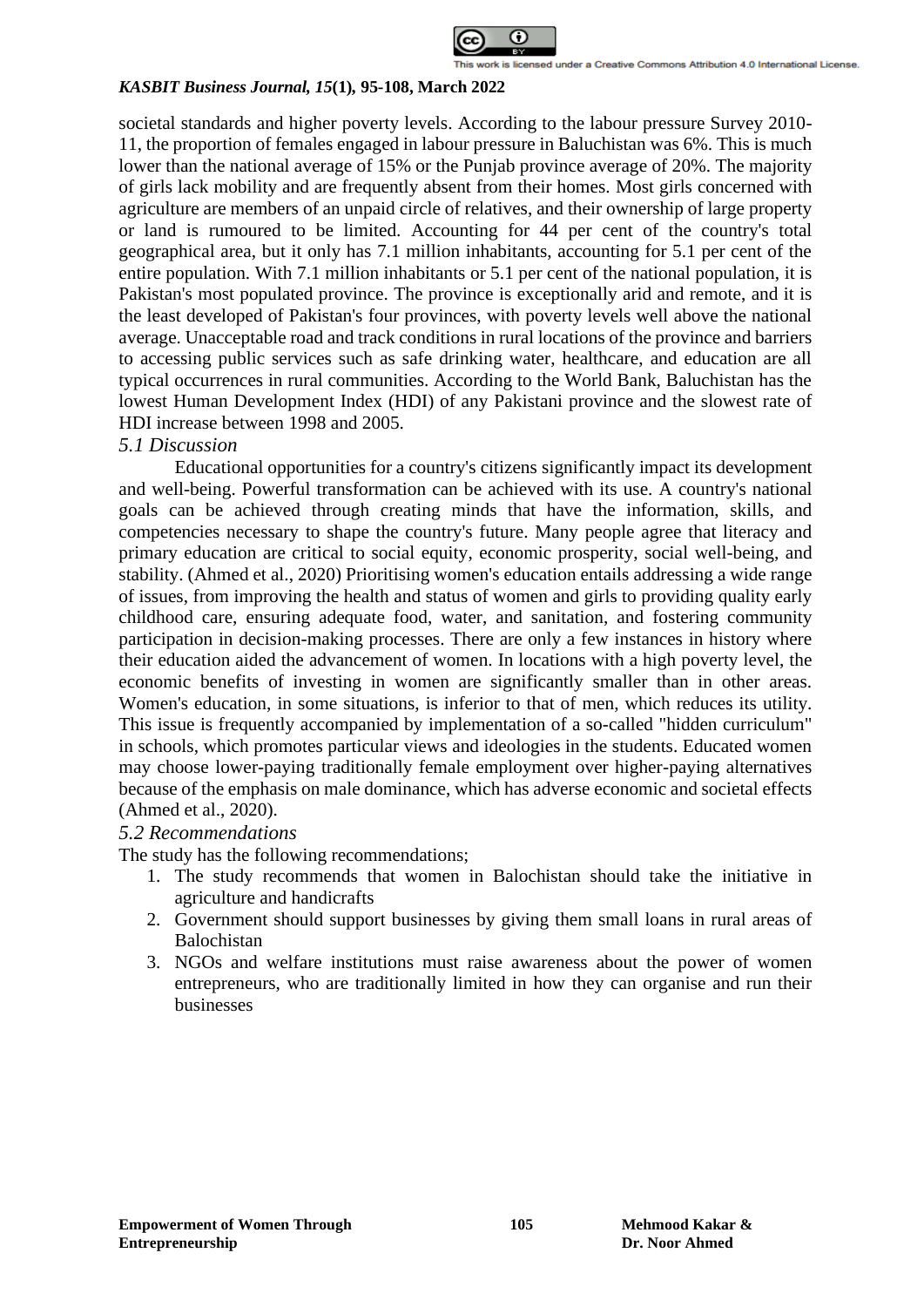societal standards and higher poverty levels. According to the labour pressure Survey 2010-11, the proportion of females engaged in labour pressure in Baluchistan was 6%. This is much lower than the national average of 15% or the Punjab province average of 20%. The majority of girls lack mobility and are frequently absent from their homes. Most girls concerned with agriculture are members of an unpaid circle of relatives, and their ownership of large property or land is rumoured to be limited. Accounting for 44 per cent of the country's total geographical area, but it only has 7.1 million inhabitants, accounting for 5.1 per cent of the entire population. With 7.1 million inhabitants or 5.1 per cent of the national population, it is Pakistan's most populated province. The province is exceptionally arid and remote, and it is the least developed of Pakistan's four provinces, with poverty levels well above the national average. Unacceptable road and track conditions in rural locations of the province and barriers to accessing public services such as safe drinking water, healthcare, and education are all typical occurrences in rural communities. According to the World Bank, Baluchistan has the lowest Human Development Index (HDI) of any Pakistani province and the slowest rate of HDI increase between 1998 and 2005.

### *5.1 Discussion*

Educational opportunities for a country's citizens significantly impact its development and well-being. Powerful transformation can be achieved with its use. A country's national goals can be achieved through creating minds that have the information, skills, and competencies necessary to shape the country's future. Many people agree that literacy and primary education are critical to social equity, economic prosperity, social well-being, and stability. (Ahmed et al., 2020) Prioritising women's education entails addressing a wide range of issues, from improving the health and status of women and girls to providing quality early childhood care, ensuring adequate food, water, and sanitation, and fostering community participation in decision-making processes. There are only a few instances in history where their education aided the advancement of women. In locations with a high poverty level, the economic benefits of investing in women are significantly smaller than in other areas. Women's education, in some situations, is inferior to that of men, which reduces its utility. This issue is frequently accompanied by implementation of a so-called "hidden curriculum" in schools, which promotes particular views and ideologies in the students. Educated women may choose lower-paying traditionally female employment over higher-paying alternatives because of the emphasis on male dominance, which has adverse economic and societal effects (Ahmed et al., 2020).

### *5.2 Recommendations*

The study has the following recommendations;

1. The study recommends that women in Balochistan should take the initiative in agriculture and handicrafts
2. Government should support businesses by giving them small loans in rural areas of Balochistan
3. NGOs and welfare institutions must raise awareness about the power of women entrepreneurs, who are traditionally limited in how they can organise and run their businesses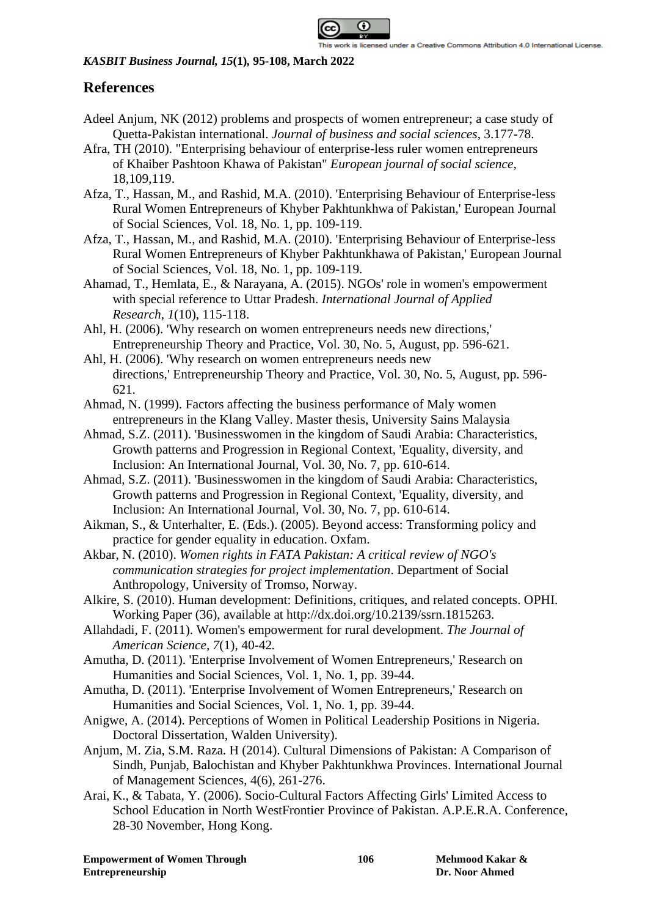## References

Adeel Anjum, NK (2012) problems and prospects of women entrepreneur; a case study of Quetta-Pakistan international. *Journal of business and social sciences*, 3.177-78.

Afra, TH (2010). "Enterprising behaviour of enterprise-less ruler women entrepreneurs of Khaiber Pashtoon Khawa of Pakistan" *European journal of social science*, 18,109,119.

Afza, T., Hassan, M., and Rashid, M.A. (2010). 'Enterprising Behaviour of Enterprise-less Rural Women Entrepreneurs of Khyber Pakhtunkhwa of Pakistan,' European Journal of Social Sciences, Vol. 18, No. 1, pp. 109-119.

Afza, T., Hassan, M., and Rashid, M.A. (2010). 'Enterprising Behaviour of Enterprise-less Rural Women Entrepreneurs of Khyber Pakhtunkhawa of Pakistan,' European Journal of Social Sciences, Vol. 18, No. 1, pp. 109-119.

Ahamad, T., Hemlata, E., & Narayana, A. (2015). NGOs' role in women's empowerment with special reference to Uttar Pradesh. *International Journal of Applied Research*, *1*(10), 115-118.

Ahl, H. (2006). 'Why research on women entrepreneurs needs new directions,' Entrepreneurship Theory and Practice, Vol. 30, No. 5, August, pp. 596-621.

Ahl, H. (2006). 'Why research on women entrepreneurs needs new directions,' Entrepreneurship Theory and Practice, Vol. 30, No. 5, August, pp. 596-621.

Ahmad, N. (1999). Factors affecting the business performance of Maly women entrepreneurs in the Klang Valley. Master thesis, University Sains Malaysia

Ahmad, S.Z. (2011). 'Businesswomen in the kingdom of Saudi Arabia: Characteristics, Growth patterns and Progression in Regional Context, 'Equality, diversity, and Inclusion: An International Journal, Vol. 30, No. 7, pp. 610-614.

Ahmad, S.Z. (2011). 'Businesswomen in the kingdom of Saudi Arabia: Characteristics, Growth patterns and Progression in Regional Context, 'Equality, diversity, and Inclusion: An International Journal, Vol. 30, No. 7, pp. 610-614.

Aikman, S., & Unterhalter, E. (Eds.). (2005). Beyond access: Transforming policy and practice for gender equality in education. Oxfam.

Akbar, N. (2010). *Women rights in FATA Pakistan: A critical review of NGO's communication strategies for project implementation*. Department of Social Anthropology, University of Tromso, Norway.

Alkire, S. (2010). Human development: Definitions, critiques, and related concepts. OPHI. Working Paper (36), available at http://dx.doi.org/10.2139/ssrn.1815263.

Allahdadi, F. (2011). Women's empowerment for rural development. *The Journal of American Science*, *7*(1), 40-42*.*

Amutha, D. (2011). 'Enterprise Involvement of Women Entrepreneurs,' Research on Humanities and Social Sciences, Vol. 1, No. 1, pp. 39-44.

Amutha, D. (2011). 'Enterprise Involvement of Women Entrepreneurs,' Research on Humanities and Social Sciences, Vol. 1, No. 1, pp. 39-44.

Anigwe, A. (2014). Perceptions of Women in Political Leadership Positions in Nigeria. Doctoral Dissertation, Walden University).

Anjum, M. Zia, S.M. Raza. H (2014). Cultural Dimensions of Pakistan: A Comparison of Sindh, Punjab, Balochistan and Khyber Pakhtunkhwa Provinces. International Journal of Management Sciences, 4(6), 261-276.

Arai, K., & Tabata, Y. (2006). Socio-Cultural Factors Affecting Girls' Limited Access to School Education in North WestFrontier Province of Pakistan. A.P.E.R.A. Conference, 28-30 November, Hong Kong.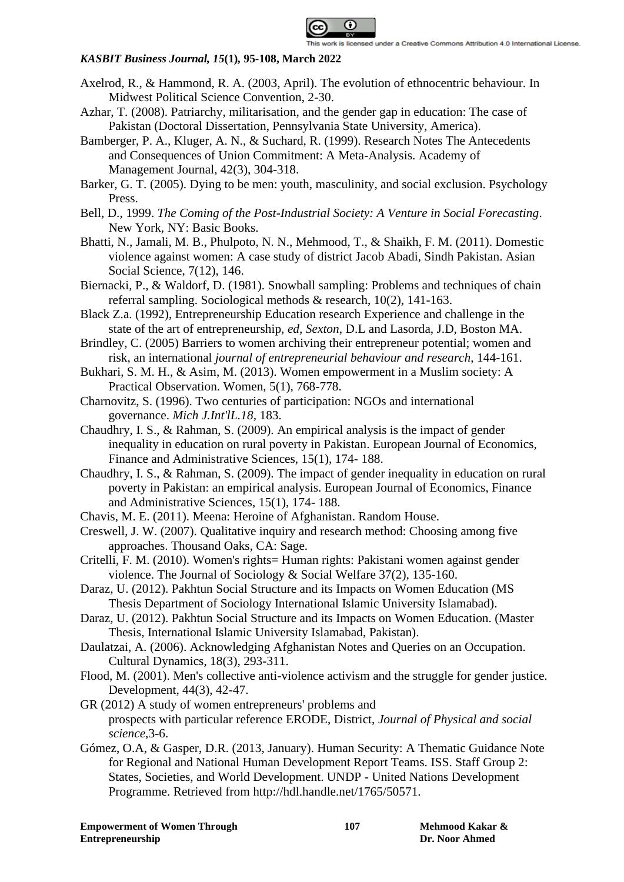Axelrod, R., & Hammond, R. A. (2003, April). The evolution of ethnocentric behaviour. In Midwest Political Science Convention, 2-30.

Azhar, T. (2008). Patriarchy, militarisation, and the gender gap in education: The case of Pakistan (Doctoral Dissertation, Pennsylvania State University, America).

Bamberger, P. A., Kluger, A. N., & Suchard, R. (1999). Research Notes The Antecedents and Consequences of Union Commitment: A Meta-Analysis. Academy of Management Journal, 42(3), 304-318.

Barker, G. T. (2005). Dying to be men: youth, masculinity, and social exclusion. Psychology Press.

Bell, D., 1999. *The Coming of the Post-Industrial Society: A Venture in Social Forecasting*. New York, NY: Basic Books.

Bhatti, N., Jamali, M. B., Phulpoto, N. N., Mehmood, T., & Shaikh, F. M. (2011). Domestic violence against women: A case study of district Jacob Abadi, Sindh Pakistan. Asian Social Science, 7(12), 146.

Biernacki, P., & Waldorf, D. (1981). Snowball sampling: Problems and techniques of chain referral sampling. Sociological methods & research, 10(2), 141-163.

Black Z.a. (1992), Entrepreneurship Education research Experience and challenge in the state of the art of entrepreneurship, *ed, Sexton*, D.L and Lasorda, J.D, Boston MA.

Brindley, C. (2005) Barriers to women archiving their entrepreneur potential; women and risk, an international *journal of entrepreneurial behaviour and research*, 144-161.

Bukhari, S. M. H., & Asim, M. (2013). Women empowerment in a Muslim society: A Practical Observation. Women, 5(1), 768-778.

Charnovitz, S. (1996). Two centuries of participation: NGOs and international governance. *Mich J.Int'lL.18*, 183.

Chaudhry, I. S., & Rahman, S. (2009). An empirical analysis is the impact of gender inequality in education on rural poverty in Pakistan. European Journal of Economics, Finance and Administrative Sciences, 15(1), 174- 188.

Chaudhry, I. S., & Rahman, S. (2009). The impact of gender inequality in education on rural poverty in Pakistan: an empirical analysis. European Journal of Economics, Finance and Administrative Sciences, 15(1), 174- 188.

Chavis, M. E. (2011). Meena: Heroine of Afghanistan. Random House.

Creswell, J. W. (2007). Qualitative inquiry and research method: Choosing among five approaches. Thousand Oaks, CA: Sage.

Critelli, F. M. (2010). Women's rights= Human rights: Pakistani women against gender violence. The Journal of Sociology & Social Welfare 37(2), 135-160.

Daraz, U. (2012). Pakhtun Social Structure and its Impacts on Women Education (MS Thesis Department of Sociology International Islamic University Islamabad).

Daraz, U. (2012). Pakhtun Social Structure and its Impacts on Women Education. (Master Thesis, International Islamic University Islamabad, Pakistan).

Daulatzai, A. (2006). Acknowledging Afghanistan Notes and Queries on an Occupation. Cultural Dynamics, 18(3), 293-311.

Flood, M. (2001). Men's collective anti-violence activism and the struggle for gender justice. Development, 44(3), 42-47.

GR (2012) A study of women entrepreneurs' problems and prospects with particular reference ERODE, District, *Journal of Physical and social science*,3-6.

Gómez, O.A, & Gasper, D.R. (2013, January). Human Security: A Thematic Guidance Note for Regional and National Human Development Report Teams. ISS. Staff Group 2: States, Societies, and World Development. UNDP - United Nations Development Programme. Retrieved from http://hdl.handle.net/1765/50571.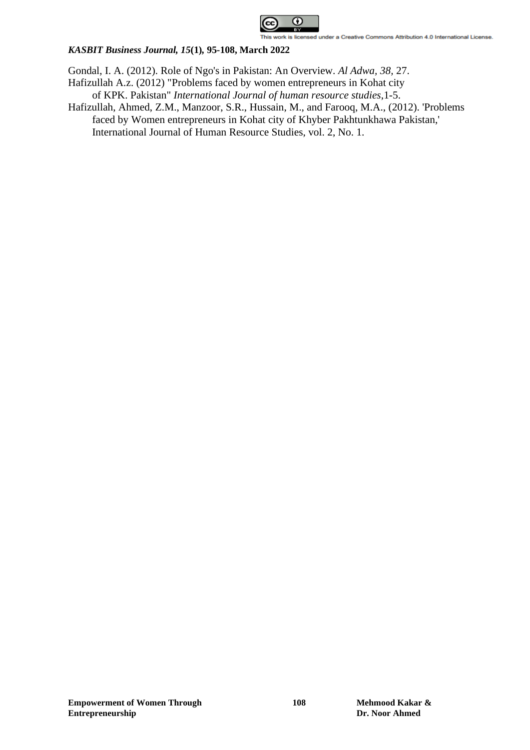Gondal, I. A. (2012). Role of Ngo's in Pakistan: An Overview. *Al Adwa, 38,* 27.

Hafizullah A.z. (2012) "Problems faced by women entrepreneurs in Kohat city of KPK. Pakistan" *International Journal of human resource studies*,1-5.

Hafizullah, Ahmed, Z.M., Manzoor, S.R., Hussain, M., and Farooq, M.A., (2012). 'Problems faced by Women entrepreneurs in Kohat city of Khyber Pakhtunkhawa Pakistan,' International Journal of Human Resource Studies, vol. 2, No. 1.